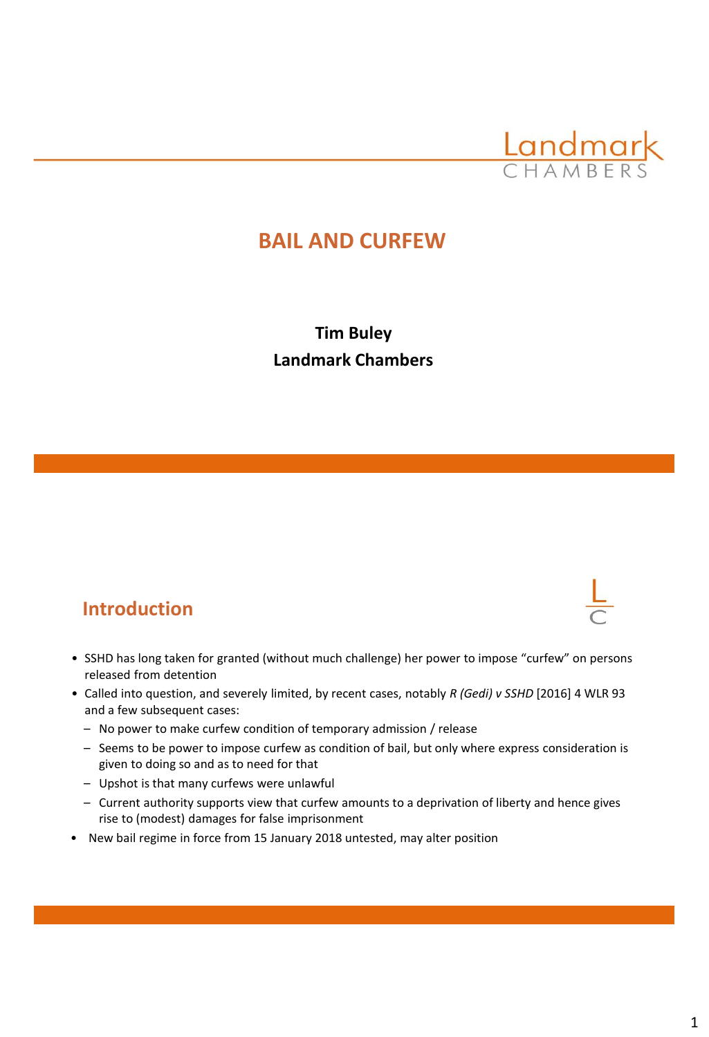Landmark
CHAMBERS

# BAIL AND CURFEW

**Tim Buley**
**Landmark Chambers**

## Introduction

- SSHD has long taken for granted (without much challenge) her power to impose "curfew" on persons released from detention
- Called into question, and severely limited, by recent cases, notably *R (Gedi) v SSHD* [2016] 4 WLR 93 and a few subsequent cases:
  - No power to make curfew condition of temporary admission / release
  - Seems to be power to impose curfew as condition of bail, but only where express consideration is given to doing so and as to need for that
  - Upshot is that many curfews were unlawful
  - Current authority supports view that curfew amounts to a deprivation of liberty and hence gives rise to (modest) damages for false imprisonment
- New bail regime in force from 15 January 2018 untested, may alter position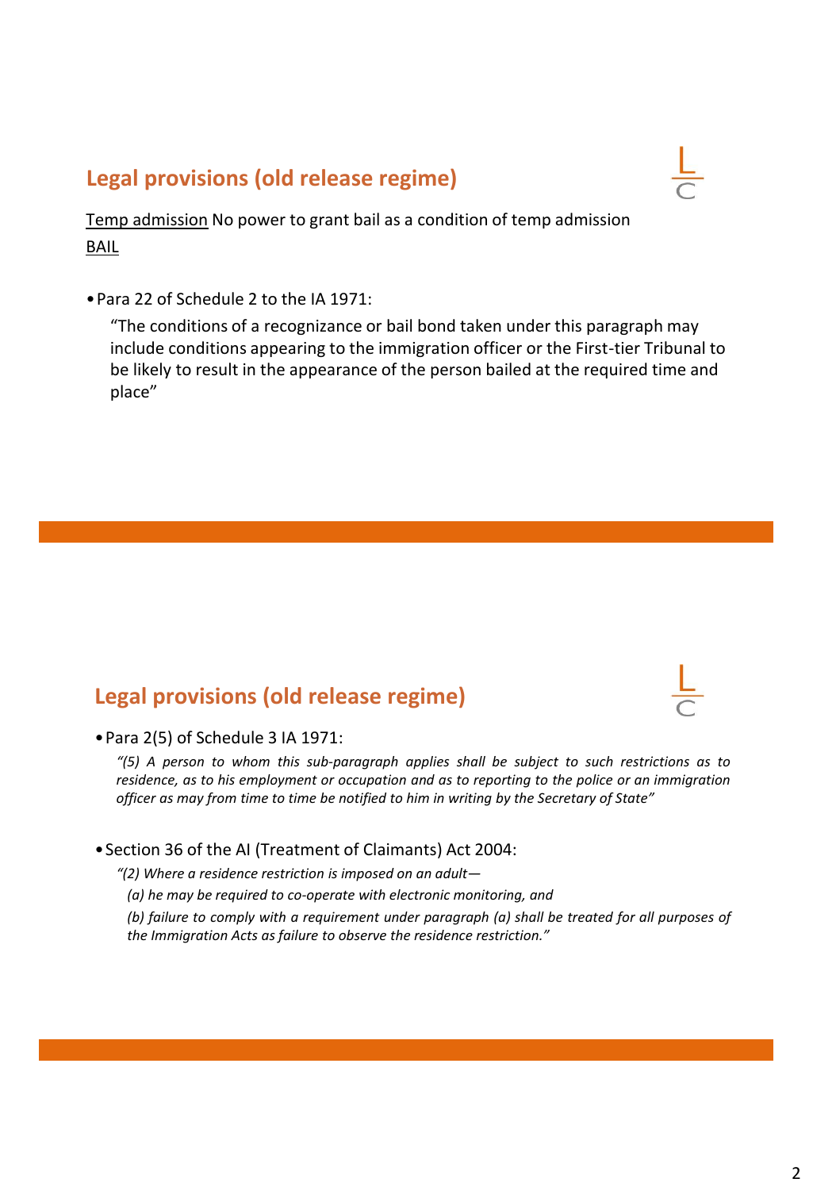## Legal provisions (old release regime)

Temp admission No power to grant bail as a condition of temp admission

BAIL

- Para 22 of Schedule 2 to the IA 1971:

  “The conditions of a recognizance or bail bond taken under this paragraph may include conditions appearing to the immigration officer or the First-tier Tribunal to be likely to result in the appearance of the person bailed at the required time and place”

## Legal provisions (old release regime)

- Para 2(5) of Schedule 3 IA 1971:

  *“(5) A person to whom this sub-paragraph applies shall be subject to such restrictions as to residence, as to his employment or occupation and as to reporting to the police or an immigration officer as may from time to time be notified to him in writing by the Secretary of State”*

- Section 36 of the AI (Treatment of Claimants) Act 2004:

  *“(2) Where a residence restriction is imposed on an adult—*

  *(a) he may be required to co-operate with electronic monitoring, and*

  *(b) failure to comply with a requirement under paragraph (a) shall be treated for all purposes of the Immigration Acts as failure to observe the residence restriction.”*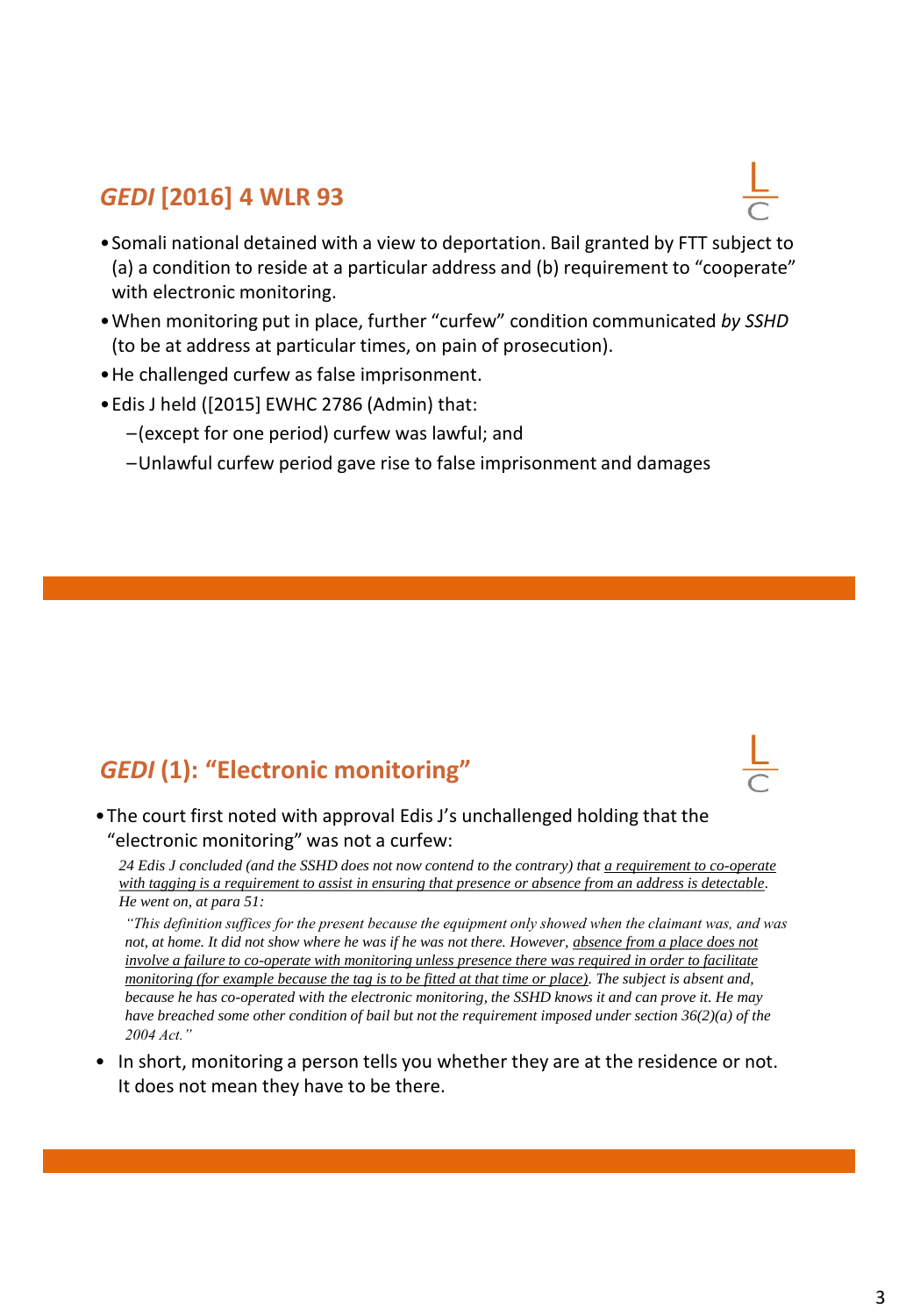## *GEDI* [2016] 4 WLR 93

- Somali national detained with a view to deportation. Bail granted by FTT subject to (a) a condition to reside at a particular address and (b) requirement to "cooperate" with electronic monitoring.
- When monitoring put in place, further "curfew" condition communicated *by SSHD* (to be at address at particular times, on pain of prosecution).
- He challenged curfew as false imprisonment.
- Edis J held ([2015] EWHC 2786 (Admin) that:
  - (except for one period) curfew was lawful; and
  - Unlawful curfew period gave rise to false imprisonment and damages

## *GEDI* (1): "Electronic monitoring"

- The court first noted with approval Edis J's unchallenged holding that the "electronic monitoring" was not a curfew:

  > *24 Edis J concluded (and the SSHD does not now contend to the contrary) that <u>a requirement to co-operate with tagging is a requirement to assist in ensuring that presence or absence from an address is detectable</u>. He went on, at para 51:*
  >
  > *"This definition suffices for the present because the equipment only showed when the claimant was, and was not, at home. It did not show where he was if he was not there. However, <u>absence from a place does not involve a failure to co-operate with monitoring unless presence there was required in order to facilitate monitoring (for example because the tag is to be fitted at that time or place)</u>. The subject is absent and, because he has co-operated with the electronic monitoring, the SSHD knows it and can prove it. He may have breached some other condition of bail but not the requirement imposed under section 36(2)(a) of the 2004 Act."*

- In short, monitoring a person tells you whether they are at the residence or not. It does not mean they have to be there.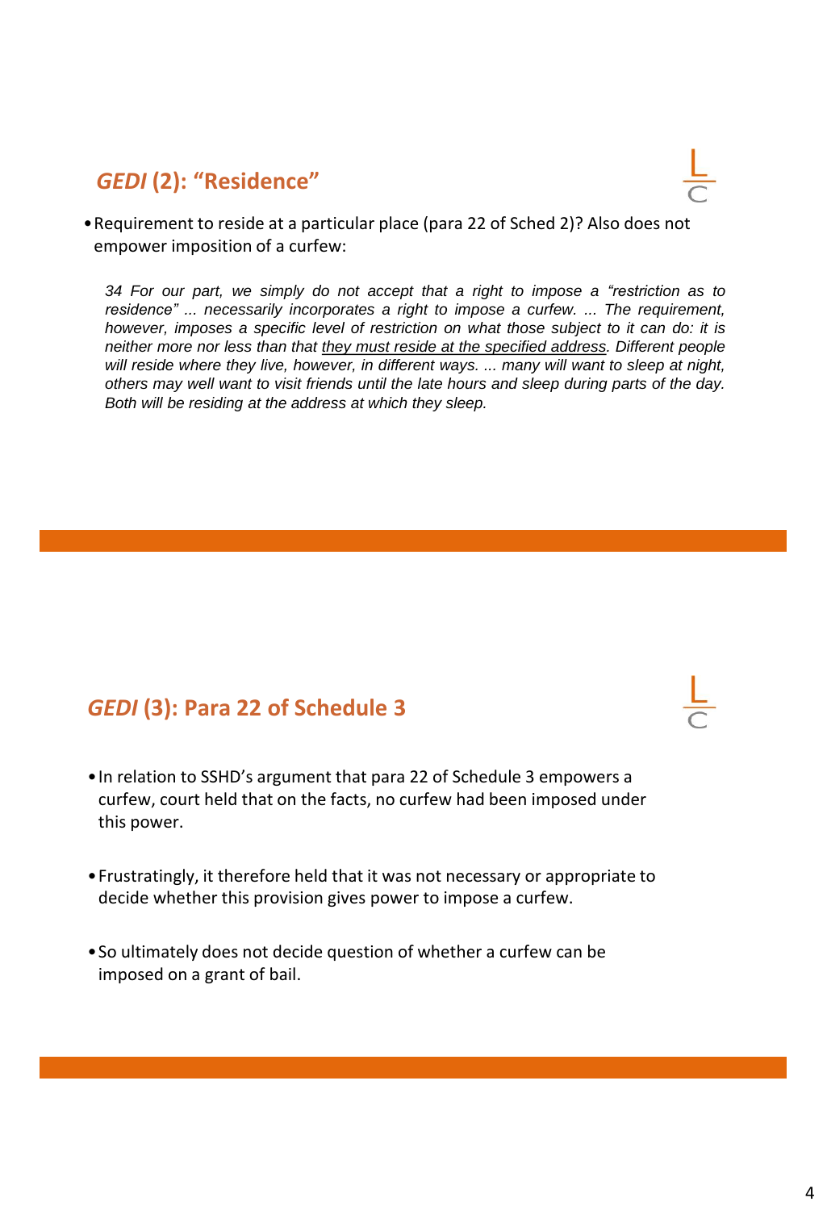## *GEDI* (2): "Residence"

- Requirement to reside at a particular place (para 22 of Sched 2)? Also does not empower imposition of a curfew:

> *34 For our part, we simply do not accept that a right to impose a "restriction as to residence" ... necessarily incorporates a right to impose a curfew. ... The requirement, however, imposes a specific level of restriction on what those subject to it can do: it is neither more nor less than that <u>they must reside at the specified address</u>. Different people will reside where they live, however, in different ways. ... many will want to sleep at night, others may well want to visit friends until the late hours and sleep during parts of the day. Both will be residing at the address at which they sleep.*

## *GEDI* (3): Para 22 of Schedule 3

- In relation to SSHD's argument that para 22 of Schedule 3 empowers a curfew, court held that on the facts, no curfew had been imposed under this power.
- Frustratingly, it therefore held that it was not necessary or appropriate to decide whether this provision gives power to impose a curfew.
- So ultimately does not decide question of whether a curfew can be imposed on a grant of bail.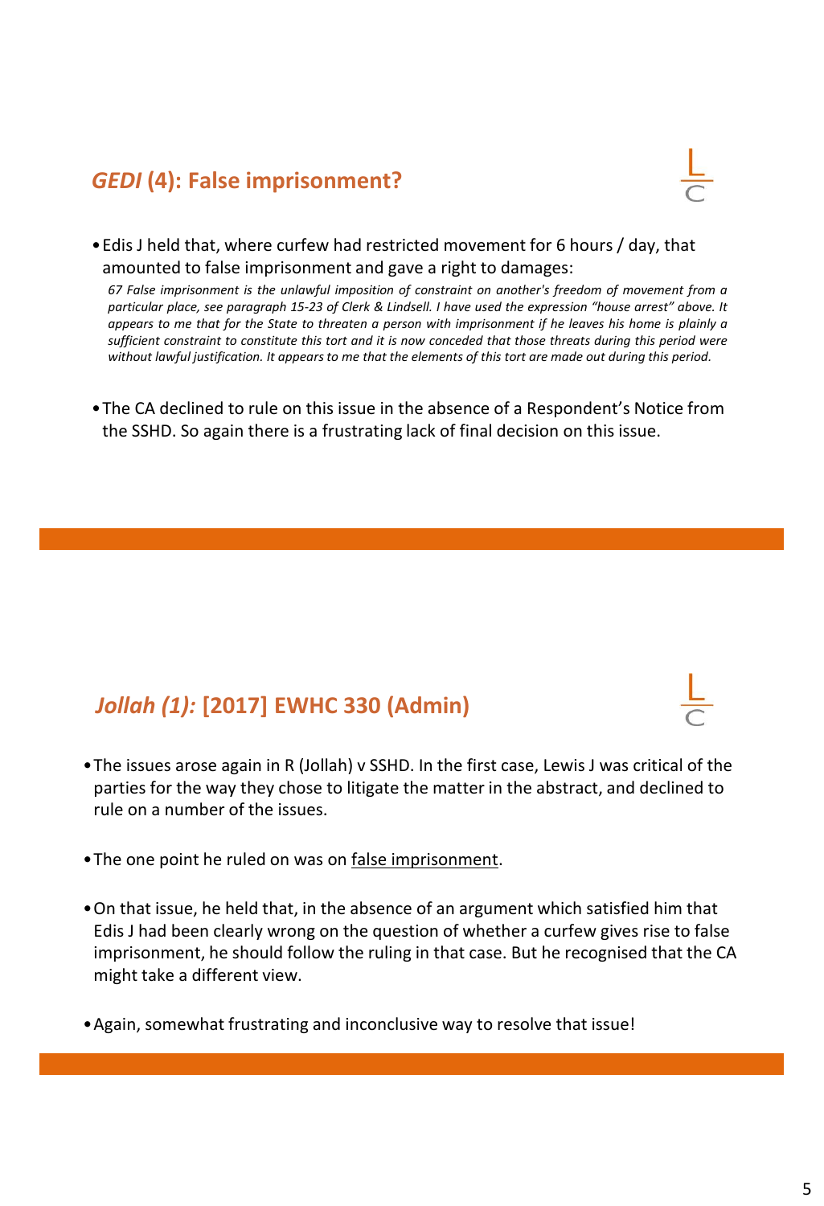## *GEDI* (4): False imprisonment?

- Edis J held that, where curfew had restricted movement for 6 hours / day, that amounted to false imprisonment and gave a right to damages:

  *67 False imprisonment is the unlawful imposition of constraint on another's freedom of movement from a particular place, see paragraph 15-23 of Clerk & Lindsell. I have used the expression "house arrest" above. It appears to me that for the State to threaten a person with imprisonment if he leaves his home is plainly a sufficient constraint to constitute this tort and it is now conceded that those threats during this period were without lawful justification. It appears to me that the elements of this tort are made out during this period.*

- The CA declined to rule on this issue in the absence of a Respondent's Notice from the SSHD. So again there is a frustrating lack of final decision on this issue.

## *Jollah (1):* [2017] EWHC 330 (Admin)

- The issues arose again in R (Jollah) v SSHD. In the first case, Lewis J was critical of the parties for the way they chose to litigate the matter in the abstract, and declined to rule on a number of the issues.

- The one point he ruled on was on <u>false imprisonment</u>.

- On that issue, he held that, in the absence of an argument which satisfied him that Edis J had been clearly wrong on the question of whether a curfew gives rise to false imprisonment, he should follow the ruling in that case. But he recognised that the CA might take a different view.

- Again, somewhat frustrating and inconclusive way to resolve that issue!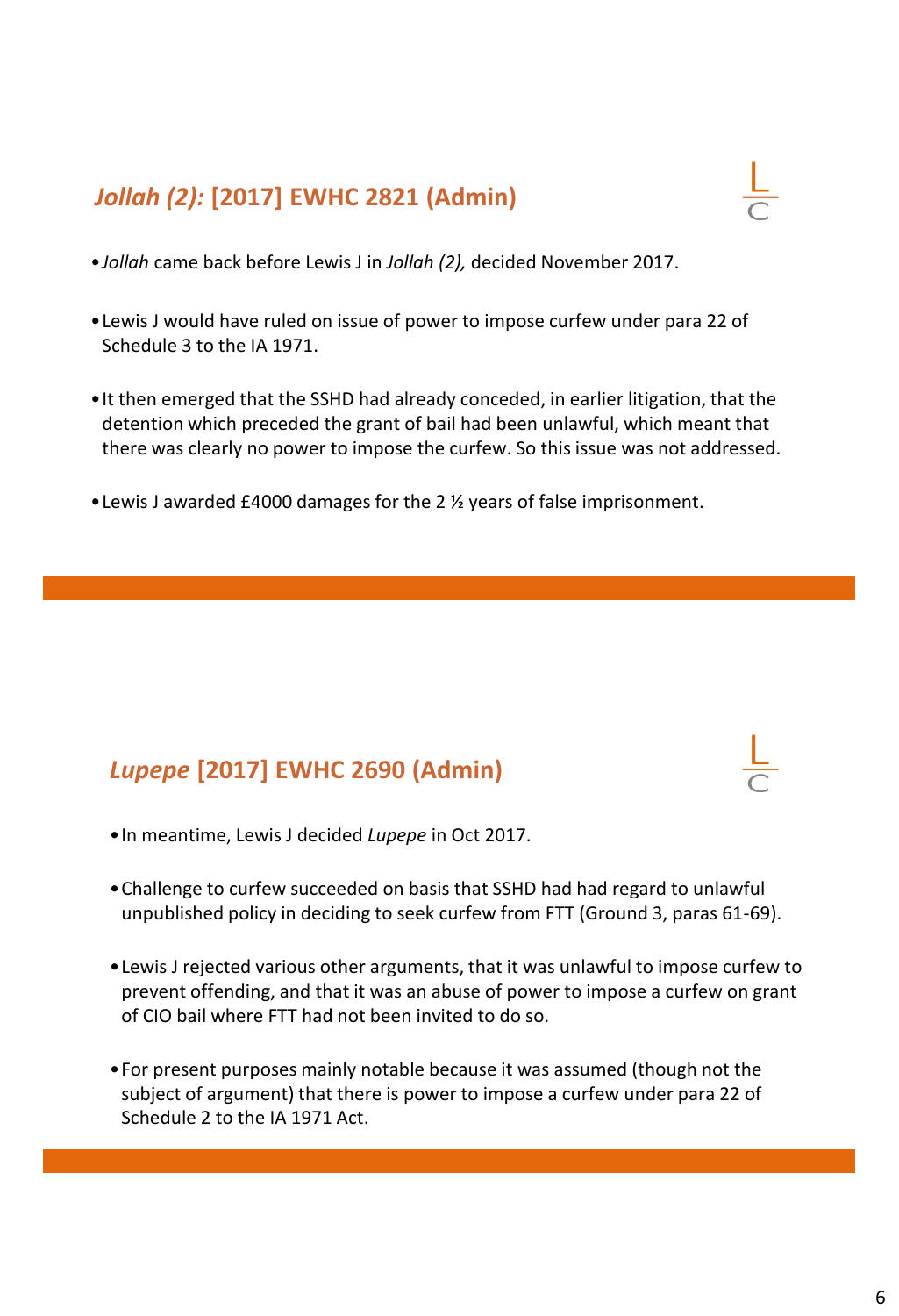## *Jollah (2):* [2017] EWHC 2821 (Admin)

- *Jollah* came back before Lewis J in *Jollah (2),* decided November 2017.
- Lewis J would have ruled on issue of power to impose curfew under para 22 of Schedule 3 to the IA 1971.
- It then emerged that the SSHD had already conceded, in earlier litigation, that the detention which preceded the grant of bail had been unlawful, which meant that there was clearly no power to impose the curfew. So this issue was not addressed.
- Lewis J awarded £4000 damages for the 2 ½ years of false imprisonment.

## *Lupepe* [2017] EWHC 2690 (Admin)

- In meantime, Lewis J decided *Lupepe* in Oct 2017.
- Challenge to curfew succeeded on basis that SSHD had had regard to unlawful unpublished policy in deciding to seek curfew from FTT (Ground 3, paras 61-69).
- Lewis J rejected various other arguments, that it was unlawful to impose curfew to prevent offending, and that it was an abuse of power to impose a curfew on grant of CIO bail where FTT had not been invited to do so.
- For present purposes mainly notable because it was assumed (though not the subject of argument) that there is power to impose a curfew under para 22 of Schedule 2 to the IA 1971 Act.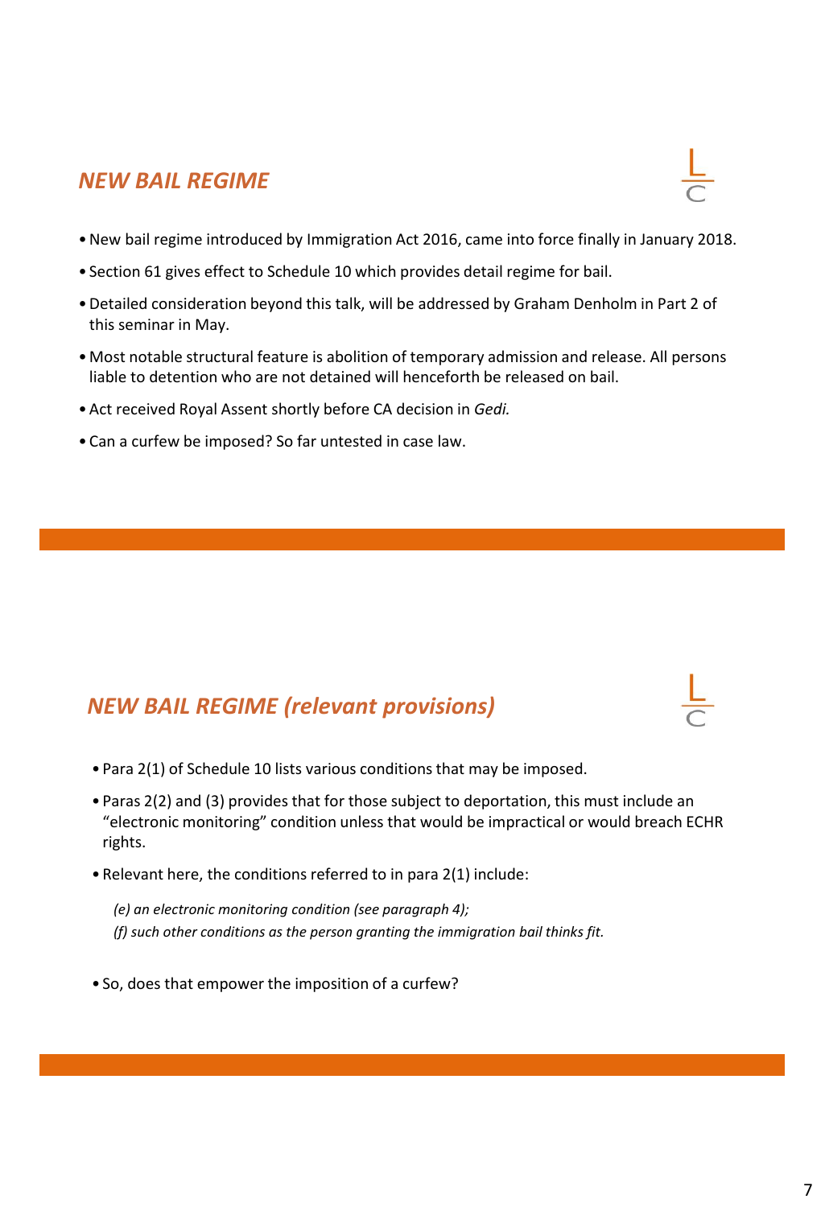## *NEW BAIL REGIME*

- New bail regime introduced by Immigration Act 2016, came into force finally in January 2018.
- Section 61 gives effect to Schedule 10 which provides detail regime for bail.
- Detailed consideration beyond this talk, will be addressed by Graham Denholm in Part 2 of this seminar in May.
- Most notable structural feature is abolition of temporary admission and release. All persons liable to detention who are not detained will henceforth be released on bail.
- Act received Royal Assent shortly before CA decision in *Gedi.*
- Can a curfew be imposed? So far untested in case law.

## *NEW BAIL REGIME (relevant provisions)*

- Para 2(1) of Schedule 10 lists various conditions that may be imposed.
- Paras 2(2) and (3) provides that for those subject to deportation, this must include an "electronic monitoring" condition unless that would be impractical or would breach ECHR rights.
- Relevant here, the conditions referred to in para 2(1) include:

  *(e) an electronic monitoring condition (see paragraph 4);*
  *(f) such other conditions as the person granting the immigration bail thinks fit.*

- So, does that empower the imposition of a curfew?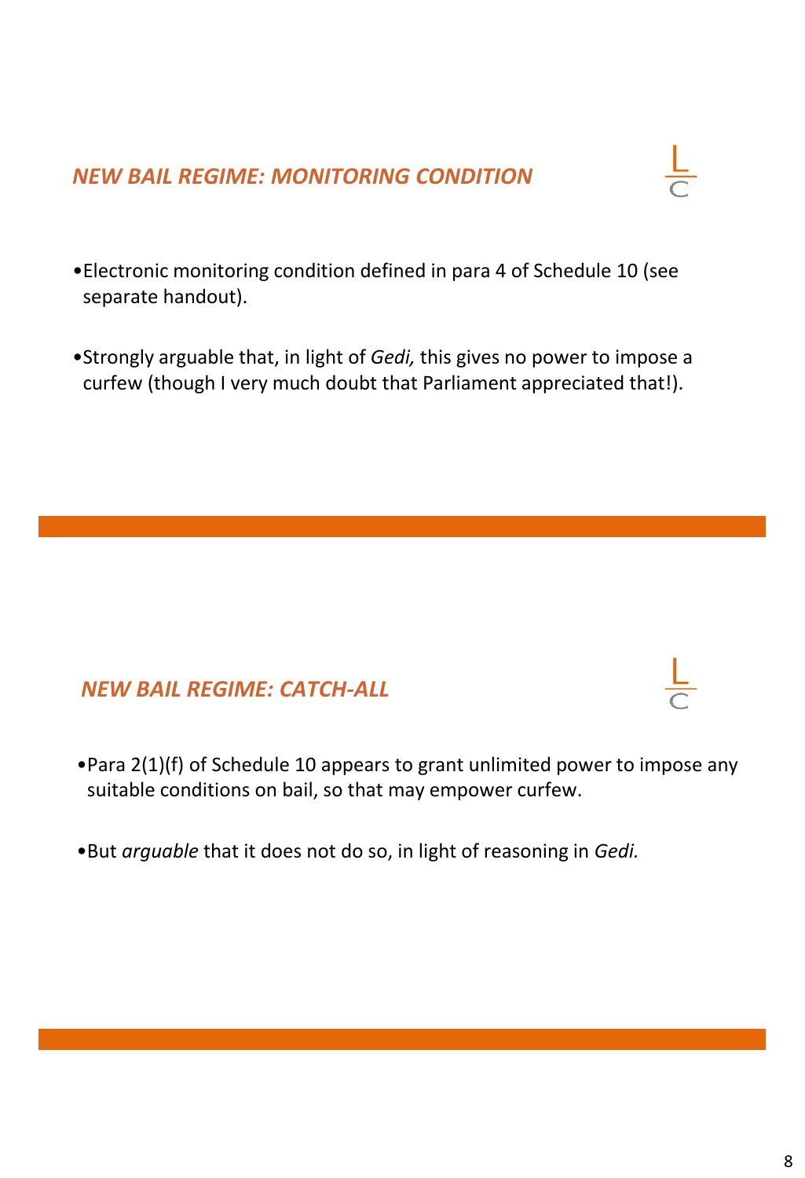## *NEW BAIL REGIME: MONITORING CONDITION*

- Electronic monitoring condition defined in para 4 of Schedule 10 (see separate handout).
- Strongly arguable that, in light of *Gedi,* this gives no power to impose a curfew (though I very much doubt that Parliament appreciated that!).

## *NEW BAIL REGIME: CATCH-ALL*

- Para 2(1)(f) of Schedule 10 appears to grant unlimited power to impose any suitable conditions on bail, so that may empower curfew.
- But *arguable* that it does not do so, in light of reasoning in *Gedi.*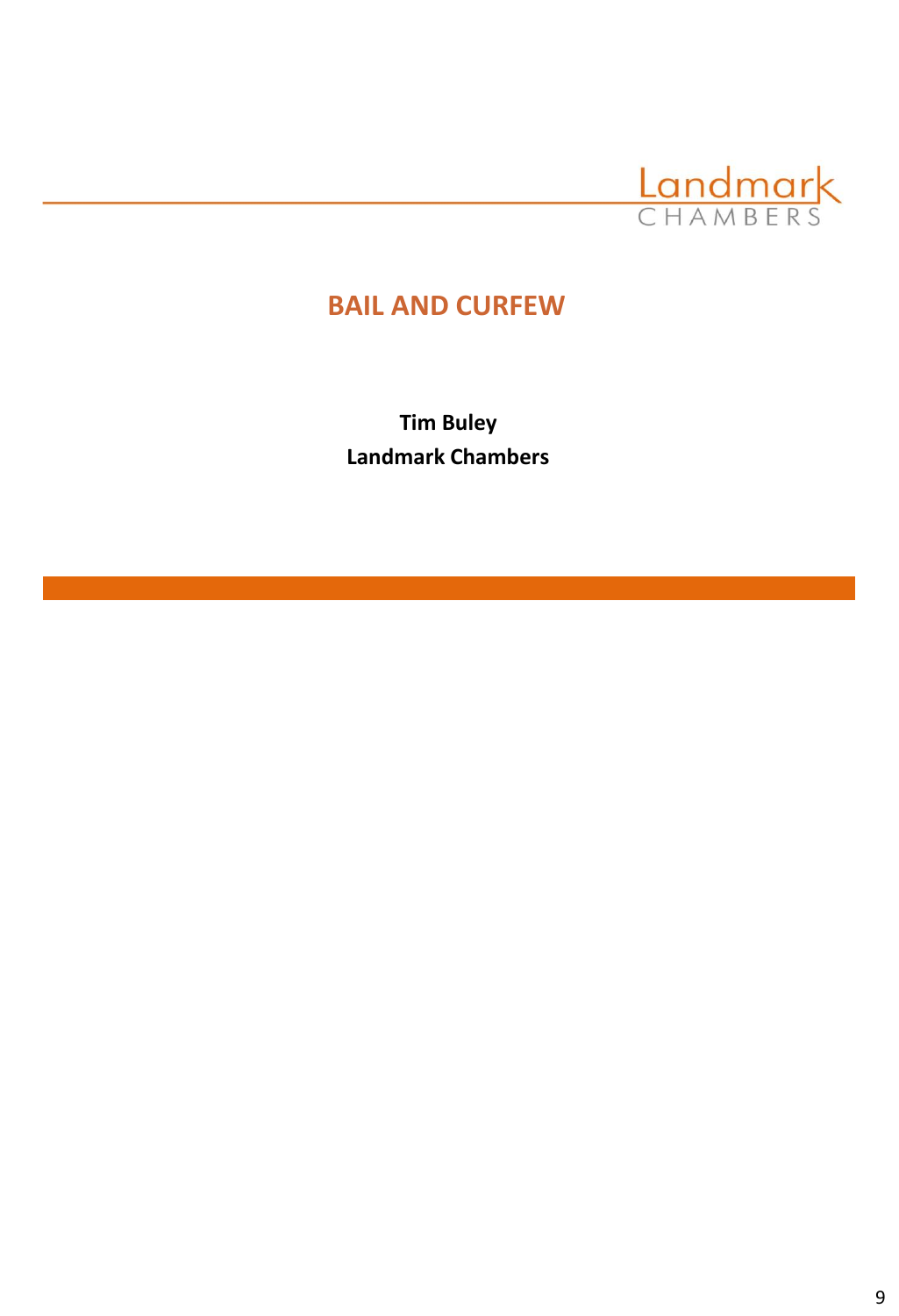Landmark
CHAMBERS

# BAIL AND CURFEW

**Tim Buley**
**Landmark Chambers**